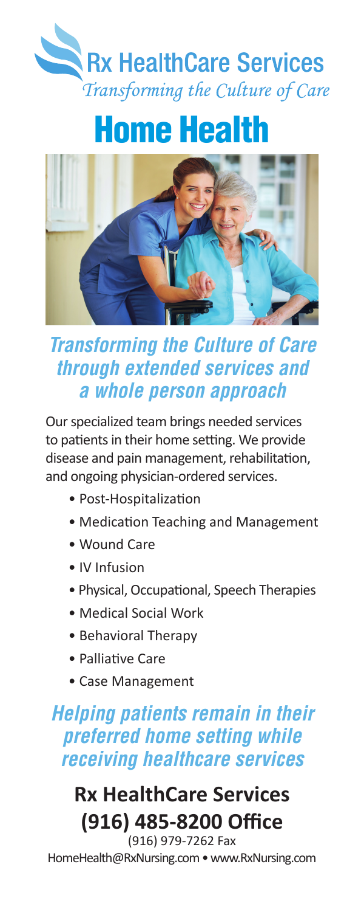# Rx HealthCare Services

*Transforming the Culture of Care*

# Home Health

## *Transforming the Culture of Care through extended services and a whole person approach*

Our specialized team brings needed services to patients in their home setting. We provide disease and pain management, rehabilitation, and ongoing physician-ordered services.

- Post-Hospitalization
- Medication Teaching and Management
- Wound Care
- IV Infusion
- Physical, Occupational, Speech Therapies
- Medical Social Work
- Behavioral Therapy
- Palliative Care
- Case Management

## *Helping patients remain in their preferred home setting while receiving healthcare services*

**Rx HealthCare Services**
**(916) 485-8200 Office**

(916) 979-7262 Fax

HomeHealth@RxNursing.com • www.RxNursing.com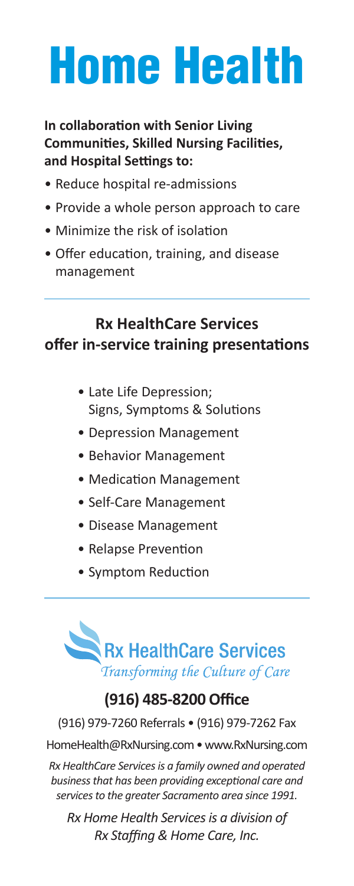# Home Health

**In collaboration with Senior Living Communities, Skilled Nursing Facilities, and Hospital Settings to:**

- Reduce hospital re-admissions
- Provide a whole person approach to care
- Minimize the risk of isolation
- Offer education, training, and disease management

## Rx HealthCare Services offer in-service training presentations

- Late Life Depression; Signs, Symptoms & Solutions
- Depression Management
- Behavior Management
- Medication Management
- Self-Care Management
- Disease Management
- Relapse Prevention
- Symptom Reduction

Rx HealthCare Services
*Transforming the Culture of Care*

**(916) 485-8200 Office**

(916) 979-7260 Referrals • (916) 979-7262 Fax

HomeHealth@RxNursing.com • www.RxNursing.com

*Rx HealthCare Services is a family owned and operated business that has been providing exceptional care and services to the greater Sacramento area since 1991.*

*Rx Home Health Services is a division of Rx Staffing & Home Care, Inc.*